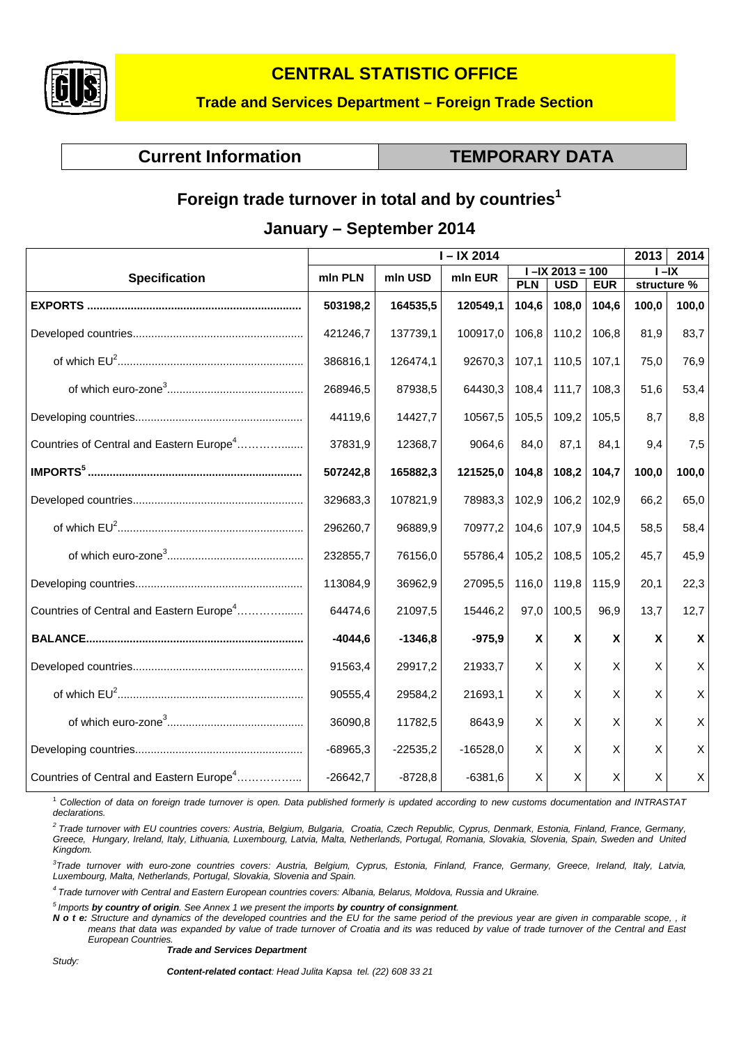# CENTRAL STATISTIC OFFICE

**Trade and Services Department – Foreign Trade Section**

**Current Information** | **TEMPORARY DATA**

## Foreign trade turnover in total and by countries[1]

## January – September 2014

| Specification | I – IX 2014 | | | | | | 2013 | 2014 |
|---|---|---|---|---|---|---|---|---|
| | mln PLN | mln USD | mln EUR | I –IX 2013 = 100 | | | I –IX | |
| | | | | PLN | USD | EUR | structure % | |
| **EXPORTS** | **503198,2** | **164535,5** | **120549,1** | **104,6** | **108,0** | **104,6** | **100,0** | **100,0** |
| Developed countries | 421246,7 | 137739,1 | 100917,0 | 106,8 | 110,2 | 106,8 | 81,9 | 83,7 |
| of which EU[2] | 386816,1 | 126474,1 | 92670,3 | 107,1 | 110,5 | 107,1 | 75,0 | 76,9 |
| of which euro-zone[3] | 268946,5 | 87938,5 | 64430,3 | 108,4 | 111,7 | 108,3 | 51,6 | 53,4 |
| Developing countries | 44119,6 | 14427,7 | 10567,5 | 105,5 | 109,2 | 105,5 | 8,7 | 8,8 |
| Countries of Central and Eastern Europe[4] | 37831,9 | 12368,7 | 9064,6 | 84,0 | 87,1 | 84,1 | 9,4 | 7,5 |
| **IMPORTS[5]** | **507242,8** | **165882,3** | **121525,0** | **104,8** | **108,2** | **104,7** | **100,0** | **100,0** |
| Developed countries | 329683,3 | 107821,9 | 78983,3 | 102,9 | 106,2 | 102,9 | 66,2 | 65,0 |
| of which EU[2] | 296260,7 | 96889,9 | 70977,2 | 104,6 | 107,9 | 104,5 | 58,5 | 58,4 |
| of which euro-zone[3] | 232855,7 | 76156,0 | 55786,4 | 105,2 | 108,5 | 105,2 | 45,7 | 45,9 |
| Developing countries | 113084,9 | 36962,9 | 27095,5 | 116,0 | 119,8 | 115,9 | 20,1 | 22,3 |
| Countries of Central and Eastern Europe[4] | 64474,6 | 21097,5 | 15446,2 | 97,0 | 100,5 | 96,9 | 13,7 | 12,7 |
| **BALANCE** | **-4044,6** | **-1346,8** | **-975,9** | **X** | **X** | **X** | **X** | **X** |
| Developed countries | 91563,4 | 29917,2 | 21933,7 | X | X | X | X | X |
| of which EU[2] | 90555,4 | 29584,2 | 21693,1 | X | X | X | X | X |
| of which euro-zone[3] | 36090,8 | 11782,5 | 8643,9 | X | X | X | X | X |
| Developing countries | -68965,3 | -22535,2 | -16528,0 | X | X | X | X | X |
| Countries of Central and Eastern Europe[4] | -26642,7 | -8728,8 | -6381,6 | X | X | X | X | X |

[1] *Collection of data on foreign trade turnover is open. Data published formerly is updated according to new customs documentation and INTRASTAT declarations.*

[2] *Trade turnover with EU countries covers: Austria, Belgium, Bulgaria, Croatia, Czech Republic, Cyprus, Denmark, Estonia, Finland, France, Germany, Greece, Hungary, Ireland, Italy, Lithuania, Luxembourg, Latvia, Malta, Netherlands, Portugal, Romania, Slovakia, Slovenia, Spain, Sweden and United Kingdom.*

[3] *Trade turnover with euro-zone countries covers: Austria, Belgium, Cyprus, Estonia, Finland, France, Germany, Greece, Ireland, Italy, Latvia, Luxembourg, Malta, Netherlands, Portugal, Slovakia, Slovenia and Spain.*

[4] *Trade turnover with Central and Eastern European countries covers: Albania, Belarus, Moldova, Russia and Ukraine.*

[5] *Imports **by country of origin**. See Annex 1 we present the imports **by country of consignment**.*

***N o t e:*** *Structure and dynamics of the developed countries and the EU for the same period of the previous year are given in comparable scope, , it means that data was expanded by value of trade turnover of Croatia and its was reduced by value of trade turnover of the Central and East European Countries.*

***Trade and Services Department***

*Study:*

***Content-related contact**: Head Julita Kapsa tel. (22) 608 33 21*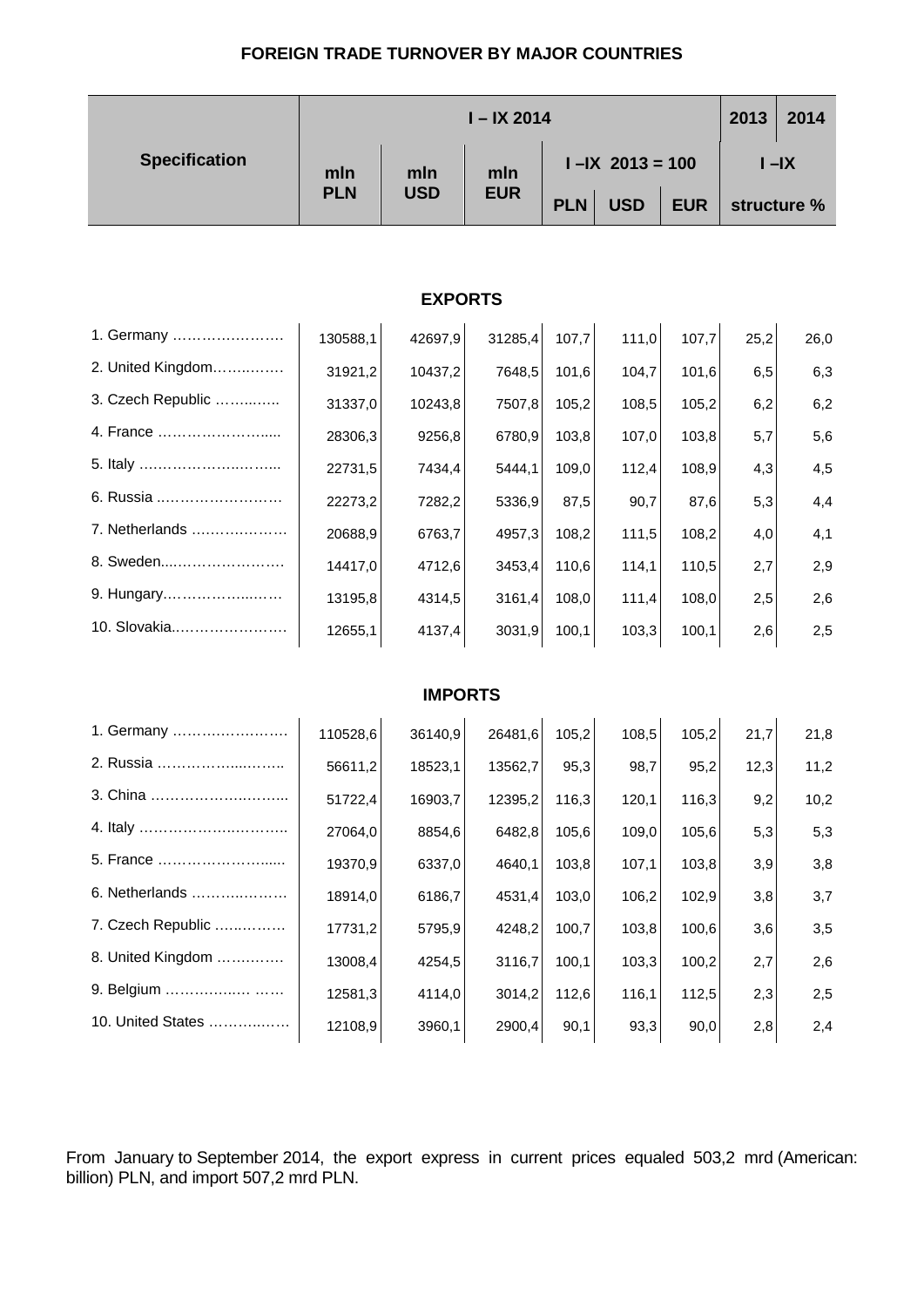## FOREIGN TRADE TURNOVER BY MAJOR COUNTRIES

| Specification | I – IX 2014 | | | | | | 2013 | 2014 |
|---|---|---|---|---|---|---|---|---|
| | mln PLN | mln USD | mln EUR | I –IX 2013 = 100 | | | I –IX | |
| | | | | PLN | USD | EUR | structure % | |
| **EXPORTS** | | | | | | | | |
| 1. Germany …………………… | 130588,1 | 42697,9 | 31285,4 | 107,7 | 111,0 | 107,7 | 25,2 | 26,0 |
| 2. United Kingdom……..…… | 31921,2 | 10437,2 | 7648,5 | 101,6 | 104,7 | 101,6 | 6,5 | 6,3 |
| 3. Czech Republic ……..…… | 31337,0 | 10243,8 | 7507,8 | 105,2 | 108,5 | 105,2 | 6,2 | 6,2 |
| 4. France ………………….... | 28306,3 | 9256,8 | 6780,9 | 103,8 | 107,0 | 103,8 | 5,7 | 5,6 |
| 5. Italy …………………..…... | 22731,5 | 7434,4 | 5444,1 | 109,0 | 112,4 | 108,9 | 4,3 | 4,5 |
| 6. Russia ..…………………… | 22273,2 | 7282,2 | 5336,9 | 87,5 | 90,7 | 87,6 | 5,3 | 4,4 |
| 7. Netherlands ………..……… | 20688,9 | 6763,7 | 4957,3 | 108,2 | 111,5 | 108,2 | 4,0 | 4,1 |
| 8. Sweden...…………………… | 14417,0 | 4712,6 | 3453,4 | 110,6 | 114,1 | 110,5 | 2,7 | 2,9 |
| 9. Hungary..……………...…… | 13195,8 | 4314,5 | 3161,4 | 108,0 | 111,4 | 108,0 | 2,5 | 2,6 |
| 10. Slovakia..………………… | 12655,1 | 4137,4 | 3031,9 | 100,1 | 103,3 | 100,1 | 2,6 | 2,5 |
| **IMPORTS** | | | | | | | | |
| 1. Germany ……………………. | 110528,6 | 36140,9 | 26481,6 | 105,2 | 108,5 | 105,2 | 21,7 | 21,8 |
| 2. Russia ……………....…….. | 56611,2 | 18523,1 | 13562,7 | 95,3 | 98,7 | 95,2 | 12,3 | 11,2 |
| 3. China …………………..……... | 51722,4 | 16903,7 | 12395,2 | 116,3 | 120,1 | 116,3 | 9,2 | 10,2 |
| 4. Italy …………………..……….. | 27064,0 | 8854,6 | 6482,8 | 105,6 | 109,0 | 105,6 | 5,3 | 5,3 |
| 5. France ………………….….... | 19370,9 | 6337,0 | 4640,1 | 103,8 | 107,1 | 103,8 | 3,9 | 3,8 |
| 6. Netherlands ………..……… | 18914,0 | 6186,7 | 4531,4 | 103,0 | 106,2 | 102,9 | 3,8 | 3,7 |
| 7. Czech Republic …..……… | 17731,2 | 5795,9 | 4248,2 | 100,7 | 103,8 | 100,6 | 3,6 | 3,5 |
| 8. United Kingdom …………. | 13008,4 | 4254,5 | 3116,7 | 100,1 | 103,3 | 100,2 | 2,7 | 2,6 |
| 9. Belgium ……………..… …… | 12581,3 | 4114,0 | 3014,2 | 112,6 | 116,1 | 112,5 | 2,3 | 2,5 |
| 10. United States ……….….… | 12108,9 | 3960,1 | 2900,4 | 90,1 | 93,3 | 90,0 | 2,8 | 2,4 |

From January to September 2014, the export express in current prices equaled 503,2 mrd (American: billion) PLN, and import 507,2 mrd PLN.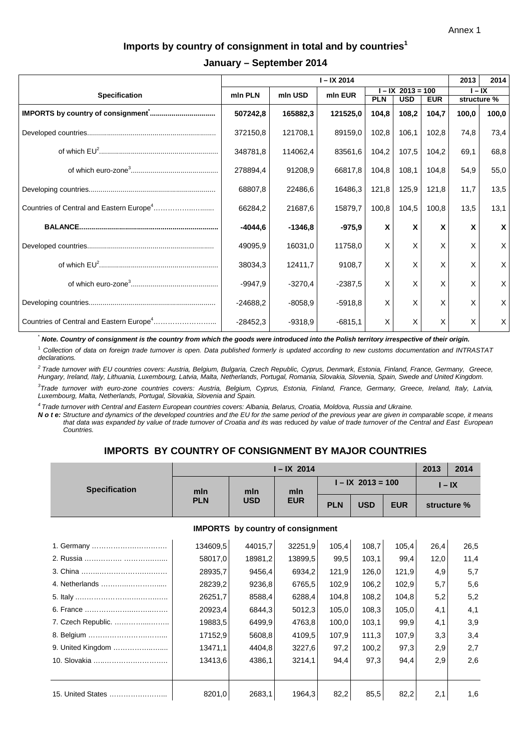Annex 1

## Imports by country of consignment in total and by countries[1]

## January – September 2014

| Specification | I – IX 2014 | | | | | | 2013 | 2014 |
|---|---|---|---|---|---|---|---|---|
| | mln PLN | mln USD | mln EUR | I – IX 2013 = 100 | | | I – IX | |
| | | | | PLN | USD | EUR | structure % | |
| **IMPORTS by country of consignment*** | **507242,8** | **165882,3** | **121525,0** | **104,8** | **108,2** | **104,7** | **100,0** | **100,0** |
| Developed countries | 372150,8 | 121708,1 | 89159,0 | 102,8 | 106,1 | 102,8 | 74,8 | 73,4 |
| of which EU[2] | 348781,8 | 114062,4 | 83561,6 | 104,2 | 107,5 | 104,2 | 69,1 | 68,8 |
| of which euro-zone[3] | 278894,4 | 91208,9 | 66817,8 | 104,8 | 108,1 | 104,8 | 54,9 | 55,0 |
| Developing countries | 68807,8 | 22486,6 | 16486,3 | 121,8 | 125,9 | 121,8 | 11,7 | 13,5 |
| Countries of Central and Eastern Europe[4] | 66284,2 | 21687,6 | 15879,7 | 100,8 | 104,5 | 100,8 | 13,5 | 13,1 |
| **BALANCE** | **-4044,6** | **-1346,8** | **-975,9** | **X** | **X** | **X** | **X** | **X** |
| Developed countries | 49095,9 | 16031,0 | 11758,0 | X | X | X | X | X |
| of which EU[2] | 38034,3 | 12411,7 | 9108,7 | X | X | X | X | X |
| of which euro-zone[3] | -9947,9 | -3270,4 | -2387,5 | X | X | X | X | X |
| Developing countries | -24688,2 | -8058,9 | -5918,8 | X | X | X | X | X |
| Countries of Central and Eastern Europe[4] | -28452,3 | -9318,9 | -6815,1 | X | X | X | X | X |

\* ***Note. Country of consignment is the country from which the goods were introduced into the Polish territory irrespective of their origin.***

[1] *Collection of data on foreign trade turnover is open. Data published formerly is updated according to new customs documentation and INTRASTAT declarations.*

[2] *Trade turnover with EU countries covers: Austria, Belgium, Bulgaria, Czech Republic, Cyprus, Denmark, Estonia, Finland, France, Germany, Greece, Hungary, Ireland, Italy, Lithuania, Luxembourg, Latvia, Malta, Netherlands, Portugal, Romania, Slovakia, Slovenia, Spain, Swede and United Kingdom.*

[3] *Trade turnover with euro-zone countries covers: Austria, Belgium, Cyprus, Estonia, Finland, France, Germany, Greece, Ireland, Italy, Latvia, Luxembourg, Malta, Netherlands, Portugal, Slovakia, Slovenia and Spain.*

[4] *Trade turnover with Central and Eastern European countries covers: Albania, Belarus, Croatia, Moldova, Russia and Ukraine.*

***N o t e:*** *Structure and dynamics of the developed countries and the EU for the same period of the previous year are given in comparable scope, it means that data was expanded by value of trade turnover of Croatia and its was reduced by value of trade turnover of the Central and East European Countries.*

## IMPORTS BY COUNTRY OF CONSIGNMENT BY MAJOR COUNTRIES

| Specification | I – IX 2014 | | | | | | 2013 | 2014 |
|---|---|---|---|---|---|---|---|---|
| | mln PLN | mln USD | mln EUR | I – IX 2013 = 100 | | | I – IX | |
| | | | | PLN | USD | EUR | structure % | |
| **IMPORTS by country of consignment** | | | | | | | | |
| 1. Germany | 134609,5 | 44015,7 | 32251,9 | 105,4 | 108,7 | 105,4 | 26,4 | 26,5 |
| 2. Russia | 58017,0 | 18981,2 | 13899,5 | 99,5 | 103,1 | 99,4 | 12,0 | 11,4 |
| 3. China | 28935,7 | 9456,4 | 6934,2 | 121,9 | 126,0 | 121,9 | 4,9 | 5,7 |
| 4. Netherlands | 28239,2 | 9236,8 | 6765,5 | 102,9 | 106,2 | 102,9 | 5,7 | 5,6 |
| 5. Italy | 26251,7 | 8588,4 | 6288,4 | 104,8 | 108,2 | 104,8 | 5,2 | 5,2 |
| 6. France | 20923,4 | 6844,3 | 5012,3 | 105,0 | 108,3 | 105,0 | 4,1 | 4,1 |
| 7. Czech Republic. | 19883,5 | 6499,9 | 4763,8 | 100,0 | 103,1 | 99,9 | 4,1 | 3,9 |
| 8. Belgium | 17152,9 | 5608,8 | 4109,5 | 107,9 | 111,3 | 107,9 | 3,3 | 3,4 |
| 9. United Kingdom | 13471,1 | 4404,8 | 3227,6 | 97,2 | 100,2 | 97,3 | 2,9 | 2,7 |
| 10. Slovakia | 13413,6 | 4386,1 | 3214,1 | 94,4 | 97,3 | 94,4 | 2,9 | 2,6 |
| 15. United States | 8201,0 | 2683,1 | 1964,3 | 82,2 | 85,5 | 82,2 | 2,1 | 1,6 |